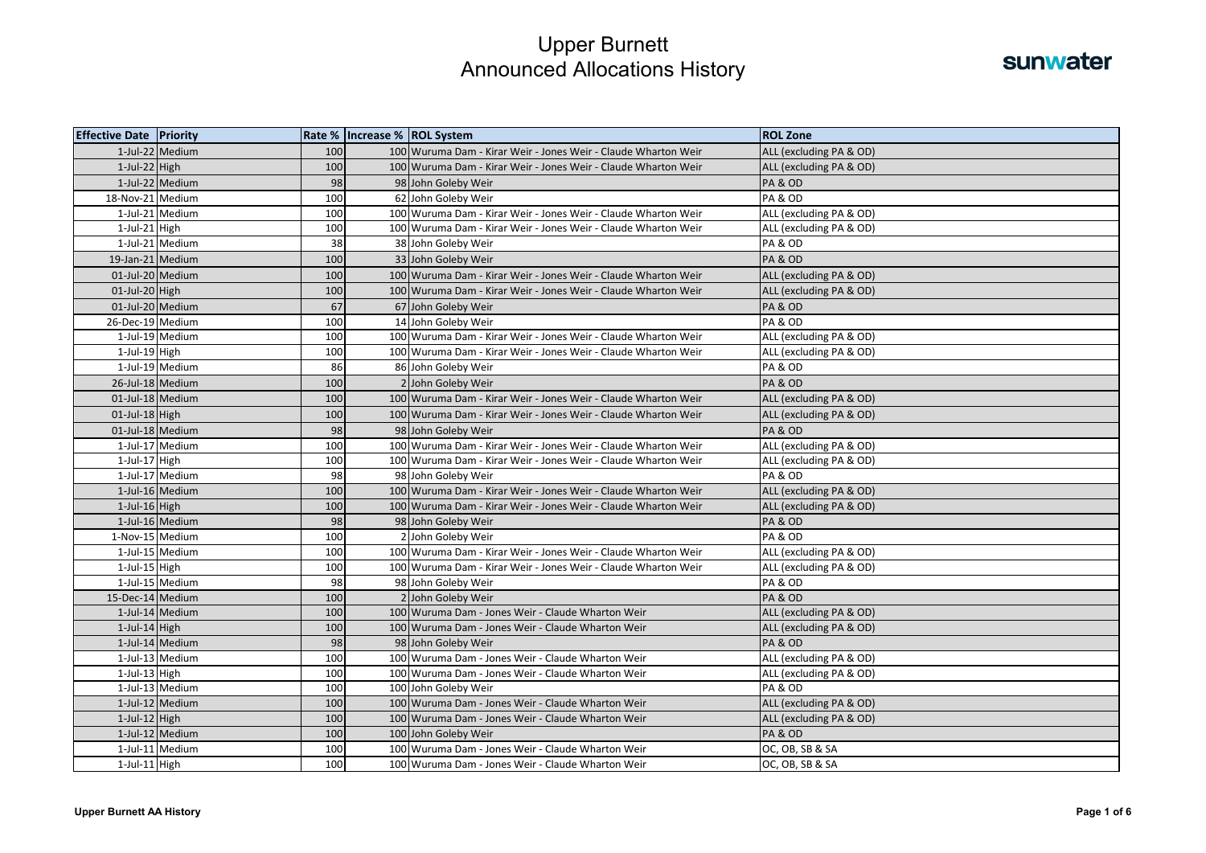# Upper Burnett
# Announced Allocations History

sunwater

| Effective Date | Priority | Rate % | Increase % | ROL System | ROL Zone |
|---|---|---|---|---|---|
| 1-Jul-22 | Medium | 100 | 100 | Wuruma Dam - Kirar Weir - Jones Weir - Claude Wharton Weir | ALL (excluding PA & OD) |
| 1-Jul-22 | High | 100 | 100 | Wuruma Dam - Kirar Weir - Jones Weir - Claude Wharton Weir | ALL (excluding PA & OD) |
| 1-Jul-22 | Medium | 98 | 98 | John Goleby Weir | PA & OD |
| 18-Nov-21 | Medium | 100 | 62 | John Goleby Weir | PA & OD |
| 1-Jul-21 | Medium | 100 | 100 | Wuruma Dam - Kirar Weir - Jones Weir - Claude Wharton Weir | ALL (excluding PA & OD) |
| 1-Jul-21 | High | 100 | 100 | Wuruma Dam - Kirar Weir - Jones Weir - Claude Wharton Weir | ALL (excluding PA & OD) |
| 1-Jul-21 | Medium | 38 | 38 | John Goleby Weir | PA & OD |
| 19-Jan-21 | Medium | 100 | 33 | John Goleby Weir | PA & OD |
| 01-Jul-20 | Medium | 100 | 100 | Wuruma Dam - Kirar Weir - Jones Weir - Claude Wharton Weir | ALL (excluding PA & OD) |
| 01-Jul-20 | High | 100 | 100 | Wuruma Dam - Kirar Weir - Jones Weir - Claude Wharton Weir | ALL (excluding PA & OD) |
| 01-Jul-20 | Medium | 67 | 67 | John Goleby Weir | PA & OD |
| 26-Dec-19 | Medium | 100 | 14 | John Goleby Weir | PA & OD |
| 1-Jul-19 | Medium | 100 | 100 | Wuruma Dam - Kirar Weir - Jones Weir - Claude Wharton Weir | ALL (excluding PA & OD) |
| 1-Jul-19 | High | 100 | 100 | Wuruma Dam - Kirar Weir - Jones Weir - Claude Wharton Weir | ALL (excluding PA & OD) |
| 1-Jul-19 | Medium | 86 | 86 | John Goleby Weir | PA & OD |
| 26-Jul-18 | Medium | 100 | 2 | John Goleby Weir | PA & OD |
| 01-Jul-18 | Medium | 100 | 100 | Wuruma Dam - Kirar Weir - Jones Weir - Claude Wharton Weir | ALL (excluding PA & OD) |
| 01-Jul-18 | High | 100 | 100 | Wuruma Dam - Kirar Weir - Jones Weir - Claude Wharton Weir | ALL (excluding PA & OD) |
| 01-Jul-18 | Medium | 98 | 98 | John Goleby Weir | PA & OD |
| 1-Jul-17 | Medium | 100 | 100 | Wuruma Dam - Kirar Weir - Jones Weir - Claude Wharton Weir | ALL (excluding PA & OD) |
| 1-Jul-17 | High | 100 | 100 | Wuruma Dam - Kirar Weir - Jones Weir - Claude Wharton Weir | ALL (excluding PA & OD) |
| 1-Jul-17 | Medium | 98 | 98 | John Goleby Weir | PA & OD |
| 1-Jul-16 | Medium | 100 | 100 | Wuruma Dam - Kirar Weir - Jones Weir - Claude Wharton Weir | ALL (excluding PA & OD) |
| 1-Jul-16 | High | 100 | 100 | Wuruma Dam - Kirar Weir - Jones Weir - Claude Wharton Weir | ALL (excluding PA & OD) |
| 1-Jul-16 | Medium | 98 | 98 | John Goleby Weir | PA & OD |
| 1-Nov-15 | Medium | 100 | 2 | John Goleby Weir | PA & OD |
| 1-Jul-15 | Medium | 100 | 100 | Wuruma Dam - Kirar Weir - Jones Weir - Claude Wharton Weir | ALL (excluding PA & OD) |
| 1-Jul-15 | High | 100 | 100 | Wuruma Dam - Kirar Weir - Jones Weir - Claude Wharton Weir | ALL (excluding PA & OD) |
| 1-Jul-15 | Medium | 98 | 98 | John Goleby Weir | PA & OD |
| 15-Dec-14 | Medium | 100 | 2 | John Goleby Weir | PA & OD |
| 1-Jul-14 | Medium | 100 | 100 | Wuruma Dam - Jones Weir - Claude Wharton Weir | ALL (excluding PA & OD) |
| 1-Jul-14 | High | 100 | 100 | Wuruma Dam - Jones Weir - Claude Wharton Weir | ALL (excluding PA & OD) |
| 1-Jul-14 | Medium | 98 | 98 | John Goleby Weir | PA & OD |
| 1-Jul-13 | Medium | 100 | 100 | Wuruma Dam - Jones Weir - Claude Wharton Weir | ALL (excluding PA & OD) |
| 1-Jul-13 | High | 100 | 100 | Wuruma Dam - Jones Weir - Claude Wharton Weir | ALL (excluding PA & OD) |
| 1-Jul-13 | Medium | 100 | 100 | John Goleby Weir | PA & OD |
| 1-Jul-12 | Medium | 100 | 100 | Wuruma Dam - Jones Weir - Claude Wharton Weir | ALL (excluding PA & OD) |
| 1-Jul-12 | High | 100 | 100 | Wuruma Dam - Jones Weir - Claude Wharton Weir | ALL (excluding PA & OD) |
| 1-Jul-12 | Medium | 100 | 100 | John Goleby Weir | PA & OD |
| 1-Jul-11 | Medium | 100 | 100 | Wuruma Dam - Jones Weir - Claude Wharton Weir | OC, OB, SB & SA |
| 1-Jul-11 | High | 100 | 100 | Wuruma Dam - Jones Weir - Claude Wharton Weir | OC, OB, SB & SA |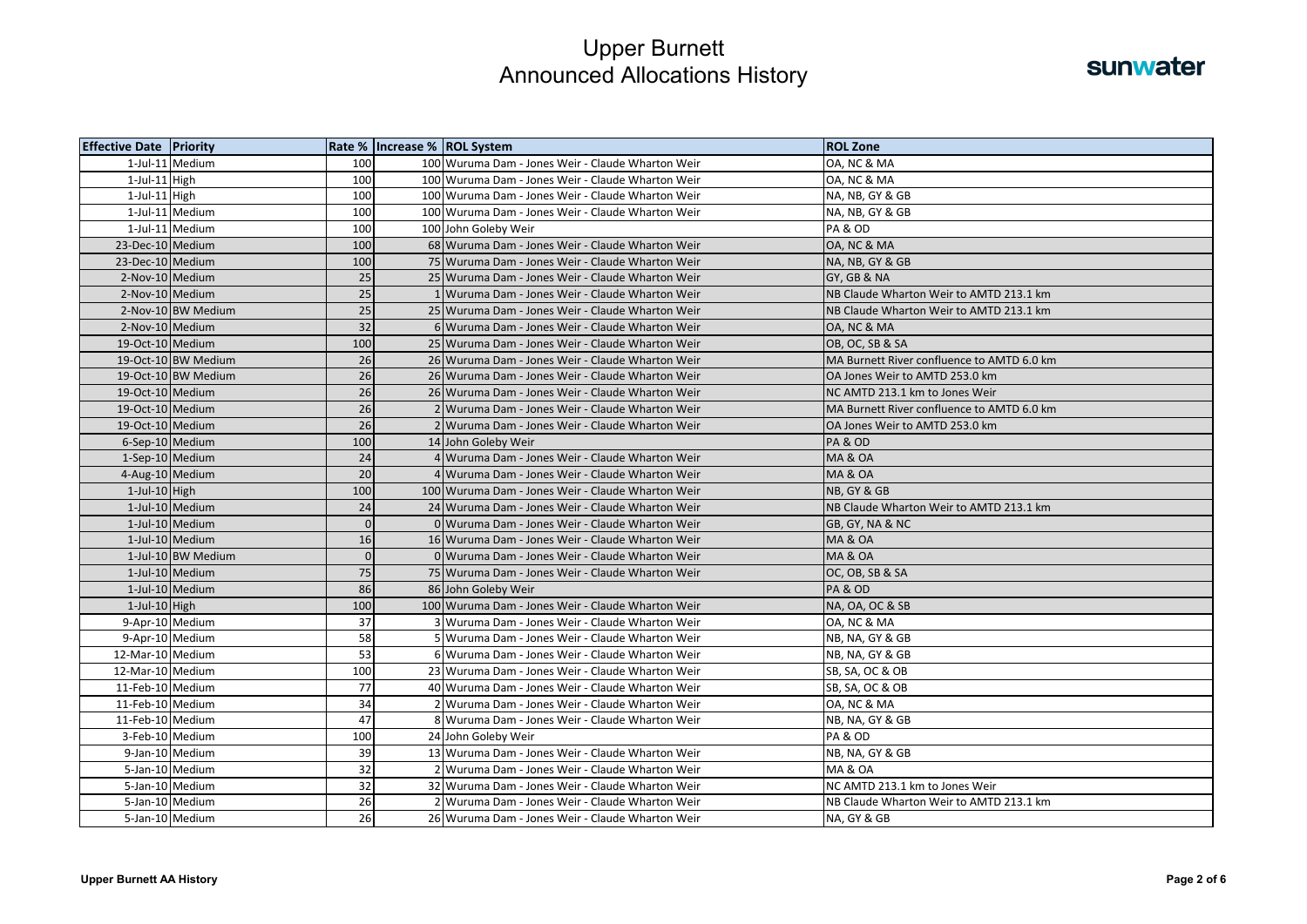# Upper Burnett
# Announced Allocations History

sunwater

| Effective Date | Priority | Rate % | Increase % | ROL System | ROL Zone |
|---|---|---|---|---|---|
| 1-Jul-11 | Medium | 100 | 100 | Wuruma Dam - Jones Weir - Claude Wharton Weir | OA, NC & MA |
| 1-Jul-11 | High | 100 | 100 | Wuruma Dam - Jones Weir - Claude Wharton Weir | OA, NC & MA |
| 1-Jul-11 | High | 100 | 100 | Wuruma Dam - Jones Weir - Claude Wharton Weir | NA, NB, GY & GB |
| 1-Jul-11 | Medium | 100 | 100 | Wuruma Dam - Jones Weir - Claude Wharton Weir | NA, NB, GY & GB |
| 1-Jul-11 | Medium | 100 | 100 | John Goleby Weir | PA & OD |
| 23-Dec-10 | Medium | 100 | 68 | Wuruma Dam - Jones Weir - Claude Wharton Weir | OA, NC & MA |
| 23-Dec-10 | Medium | 100 | 75 | Wuruma Dam - Jones Weir - Claude Wharton Weir | NA, NB, GY & GB |
| 2-Nov-10 | Medium | 25 | 25 | Wuruma Dam - Jones Weir - Claude Wharton Weir | GY, GB & NA |
| 2-Nov-10 | Medium | 25 | 1 | Wuruma Dam - Jones Weir - Claude Wharton Weir | NB Claude Wharton Weir to AMTD 213.1 km |
| 2-Nov-10 | BW Medium | 25 | 25 | Wuruma Dam - Jones Weir - Claude Wharton Weir | NB Claude Wharton Weir to AMTD 213.1 km |
| 2-Nov-10 | Medium | 32 | 6 | Wuruma Dam - Jones Weir - Claude Wharton Weir | OA, NC & MA |
| 19-Oct-10 | Medium | 100 | 25 | Wuruma Dam - Jones Weir - Claude Wharton Weir | OB, OC, SB & SA |
| 19-Oct-10 | BW Medium | 26 | 26 | Wuruma Dam - Jones Weir - Claude Wharton Weir | MA Burnett River confluence to AMTD 6.0 km |
| 19-Oct-10 | BW Medium | 26 | 26 | Wuruma Dam - Jones Weir - Claude Wharton Weir | OA Jones Weir to AMTD 253.0 km |
| 19-Oct-10 | Medium | 26 | 26 | Wuruma Dam - Jones Weir - Claude Wharton Weir | NC AMTD 213.1 km to Jones Weir |
| 19-Oct-10 | Medium | 26 | 2 | Wuruma Dam - Jones Weir - Claude Wharton Weir | MA Burnett River confluence to AMTD 6.0 km |
| 19-Oct-10 | Medium | 26 | 2 | Wuruma Dam - Jones Weir - Claude Wharton Weir | OA Jones Weir to AMTD 253.0 km |
| 6-Sep-10 | Medium | 100 | 14 | John Goleby Weir | PA & OD |
| 1-Sep-10 | Medium | 24 | 4 | Wuruma Dam - Jones Weir - Claude Wharton Weir | MA & OA |
| 4-Aug-10 | Medium | 20 | 4 | Wuruma Dam - Jones Weir - Claude Wharton Weir | MA & OA |
| 1-Jul-10 | High | 100 | 100 | Wuruma Dam - Jones Weir - Claude Wharton Weir | NB, GY & GB |
| 1-Jul-10 | Medium | 24 | 24 | Wuruma Dam - Jones Weir - Claude Wharton Weir | NB Claude Wharton Weir to AMTD 213.1 km |
| 1-Jul-10 | Medium | 0 | 0 | Wuruma Dam - Jones Weir - Claude Wharton Weir | GB, GY, NA & NC |
| 1-Jul-10 | Medium | 16 | 16 | Wuruma Dam - Jones Weir - Claude Wharton Weir | MA & OA |
| 1-Jul-10 | BW Medium | 0 | 0 | Wuruma Dam - Jones Weir - Claude Wharton Weir | MA & OA |
| 1-Jul-10 | Medium | 75 | 75 | Wuruma Dam - Jones Weir - Claude Wharton Weir | OC, OB, SB & SA |
| 1-Jul-10 | Medium | 86 | 86 | John Goleby Weir | PA & OD |
| 1-Jul-10 | High | 100 | 100 | Wuruma Dam - Jones Weir - Claude Wharton Weir | NA, OA, OC & SB |
| 9-Apr-10 | Medium | 37 | 3 | Wuruma Dam - Jones Weir - Claude Wharton Weir | OA, NC & MA |
| 9-Apr-10 | Medium | 58 | 5 | Wuruma Dam - Jones Weir - Claude Wharton Weir | NB, NA, GY & GB |
| 12-Mar-10 | Medium | 53 | 6 | Wuruma Dam - Jones Weir - Claude Wharton Weir | NB, NA, GY & GB |
| 12-Mar-10 | Medium | 100 | 23 | Wuruma Dam - Jones Weir - Claude Wharton Weir | SB, SA, OC & OB |
| 11-Feb-10 | Medium | 77 | 40 | Wuruma Dam - Jones Weir - Claude Wharton Weir | SB, SA, OC & OB |
| 11-Feb-10 | Medium | 34 | 2 | Wuruma Dam - Jones Weir - Claude Wharton Weir | OA, NC & MA |
| 11-Feb-10 | Medium | 47 | 8 | Wuruma Dam - Jones Weir - Claude Wharton Weir | NB, NA, GY & GB |
| 3-Feb-10 | Medium | 100 | 24 | John Goleby Weir | PA & OD |
| 9-Jan-10 | Medium | 39 | 13 | Wuruma Dam - Jones Weir - Claude Wharton Weir | NB, NA, GY & GB |
| 5-Jan-10 | Medium | 32 | 2 | Wuruma Dam - Jones Weir - Claude Wharton Weir | MA & OA |
| 5-Jan-10 | Medium | 32 | 32 | Wuruma Dam - Jones Weir - Claude Wharton Weir | NC AMTD 213.1 km to Jones Weir |
| 5-Jan-10 | Medium | 26 | 2 | Wuruma Dam - Jones Weir - Claude Wharton Weir | NB Claude Wharton Weir to AMTD 213.1 km |
| 5-Jan-10 | Medium | 26 | 26 | Wuruma Dam - Jones Weir - Claude Wharton Weir | NA, GY & GB |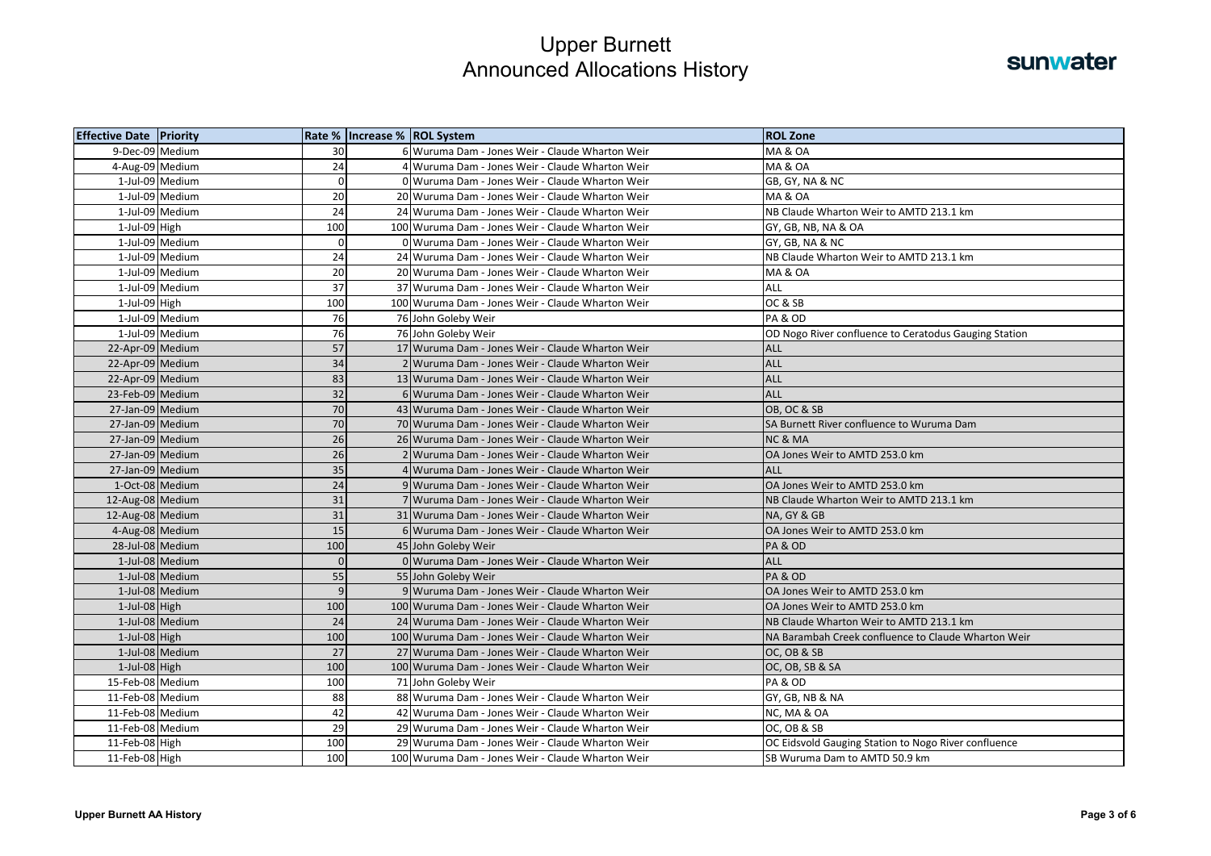# Upper Burnett
# Announced Allocations History

sunwater

| Effective Date | Priority | Rate % | Increase % | ROL System | ROL Zone |
|---|---|---|---|---|---|
| 9-Dec-09 | Medium | 30 | 6 | Wuruma Dam - Jones Weir - Claude Wharton Weir | MA & OA |
| 4-Aug-09 | Medium | 24 | 4 | Wuruma Dam - Jones Weir - Claude Wharton Weir | MA & OA |
| 1-Jul-09 | Medium | 0 | 0 | Wuruma Dam - Jones Weir - Claude Wharton Weir | GB, GY, NA & NC |
| 1-Jul-09 | Medium | 20 | 20 | Wuruma Dam - Jones Weir - Claude Wharton Weir | MA & OA |
| 1-Jul-09 | Medium | 24 | 24 | Wuruma Dam - Jones Weir - Claude Wharton Weir | NB Claude Wharton Weir to AMTD 213.1 km |
| 1-Jul-09 | High | 100 | 100 | Wuruma Dam - Jones Weir - Claude Wharton Weir | GY, GB, NB, NA & OA |
| 1-Jul-09 | Medium | 0 | 0 | Wuruma Dam - Jones Weir - Claude Wharton Weir | GY, GB, NA & NC |
| 1-Jul-09 | Medium | 24 | 24 | Wuruma Dam - Jones Weir - Claude Wharton Weir | NB Claude Wharton Weir to AMTD 213.1 km |
| 1-Jul-09 | Medium | 20 | 20 | Wuruma Dam - Jones Weir - Claude Wharton Weir | MA & OA |
| 1-Jul-09 | Medium | 37 | 37 | Wuruma Dam - Jones Weir - Claude Wharton Weir | ALL |
| 1-Jul-09 | High | 100 | 100 | Wuruma Dam - Jones Weir - Claude Wharton Weir | OC & SB |
| 1-Jul-09 | Medium | 76 | 76 | John Goleby Weir | PA & OD |
| 1-Jul-09 | Medium | 76 | 76 | John Goleby Weir | OD Nogo River confluence to Ceratodus Gauging Station |
| 22-Apr-09 | Medium | 57 | 17 | Wuruma Dam - Jones Weir - Claude Wharton Weir | ALL |
| 22-Apr-09 | Medium | 34 | 2 | Wuruma Dam - Jones Weir - Claude Wharton Weir | ALL |
| 22-Apr-09 | Medium | 83 | 13 | Wuruma Dam - Jones Weir - Claude Wharton Weir | ALL |
| 23-Feb-09 | Medium | 32 | 6 | Wuruma Dam - Jones Weir - Claude Wharton Weir | ALL |
| 27-Jan-09 | Medium | 70 | 43 | Wuruma Dam - Jones Weir - Claude Wharton Weir | OB, OC & SB |
| 27-Jan-09 | Medium | 70 | 70 | Wuruma Dam - Jones Weir - Claude Wharton Weir | SA Burnett River confluence to Wuruma Dam |
| 27-Jan-09 | Medium | 26 | 26 | Wuruma Dam - Jones Weir - Claude Wharton Weir | NC & MA |
| 27-Jan-09 | Medium | 26 | 2 | Wuruma Dam - Jones Weir - Claude Wharton Weir | OA Jones Weir to AMTD 253.0 km |
| 27-Jan-09 | Medium | 35 | 4 | Wuruma Dam - Jones Weir - Claude Wharton Weir | ALL |
| 1-Oct-08 | Medium | 24 | 9 | Wuruma Dam - Jones Weir - Claude Wharton Weir | OA Jones Weir to AMTD 253.0 km |
| 12-Aug-08 | Medium | 31 | 7 | Wuruma Dam - Jones Weir - Claude Wharton Weir | NB Claude Wharton Weir to AMTD 213.1 km |
| 12-Aug-08 | Medium | 31 | 31 | Wuruma Dam - Jones Weir - Claude Wharton Weir | NA, GY & GB |
| 4-Aug-08 | Medium | 15 | 6 | Wuruma Dam - Jones Weir - Claude Wharton Weir | OA Jones Weir to AMTD 253.0 km |
| 28-Jul-08 | Medium | 100 | 45 | John Goleby Weir | PA & OD |
| 1-Jul-08 | Medium | 0 | 0 | Wuruma Dam - Jones Weir - Claude Wharton Weir | ALL |
| 1-Jul-08 | Medium | 55 | 55 | John Goleby Weir | PA & OD |
| 1-Jul-08 | Medium | 9 | 9 | Wuruma Dam - Jones Weir - Claude Wharton Weir | OA Jones Weir to AMTD 253.0 km |
| 1-Jul-08 | High | 100 | 100 | Wuruma Dam - Jones Weir - Claude Wharton Weir | OA Jones Weir to AMTD 253.0 km |
| 1-Jul-08 | Medium | 24 | 24 | Wuruma Dam - Jones Weir - Claude Wharton Weir | NB Claude Wharton Weir to AMTD 213.1 km |
| 1-Jul-08 | High | 100 | 100 | Wuruma Dam - Jones Weir - Claude Wharton Weir | NA Barambah Creek confluence to Claude Wharton Weir |
| 1-Jul-08 | Medium | 27 | 27 | Wuruma Dam - Jones Weir - Claude Wharton Weir | OC, OB & SB |
| 1-Jul-08 | High | 100 | 100 | Wuruma Dam - Jones Weir - Claude Wharton Weir | OC, OB, SB & SA |
| 15-Feb-08 | Medium | 100 | 71 | John Goleby Weir | PA & OD |
| 11-Feb-08 | Medium | 88 | 88 | Wuruma Dam - Jones Weir - Claude Wharton Weir | GY, GB, NB & NA |
| 11-Feb-08 | Medium | 42 | 42 | Wuruma Dam - Jones Weir - Claude Wharton Weir | NC, MA & OA |
| 11-Feb-08 | Medium | 29 | 29 | Wuruma Dam - Jones Weir - Claude Wharton Weir | OC, OB & SB |
| 11-Feb-08 | High | 100 | 29 | Wuruma Dam - Jones Weir - Claude Wharton Weir | OC Eidsvold Gauging Station to Nogo River confluence |
| 11-Feb-08 | High | 100 | 100 | Wuruma Dam - Jones Weir - Claude Wharton Weir | SB Wuruma Dam to AMTD 50.9 km |

**Upper Burnett AA History**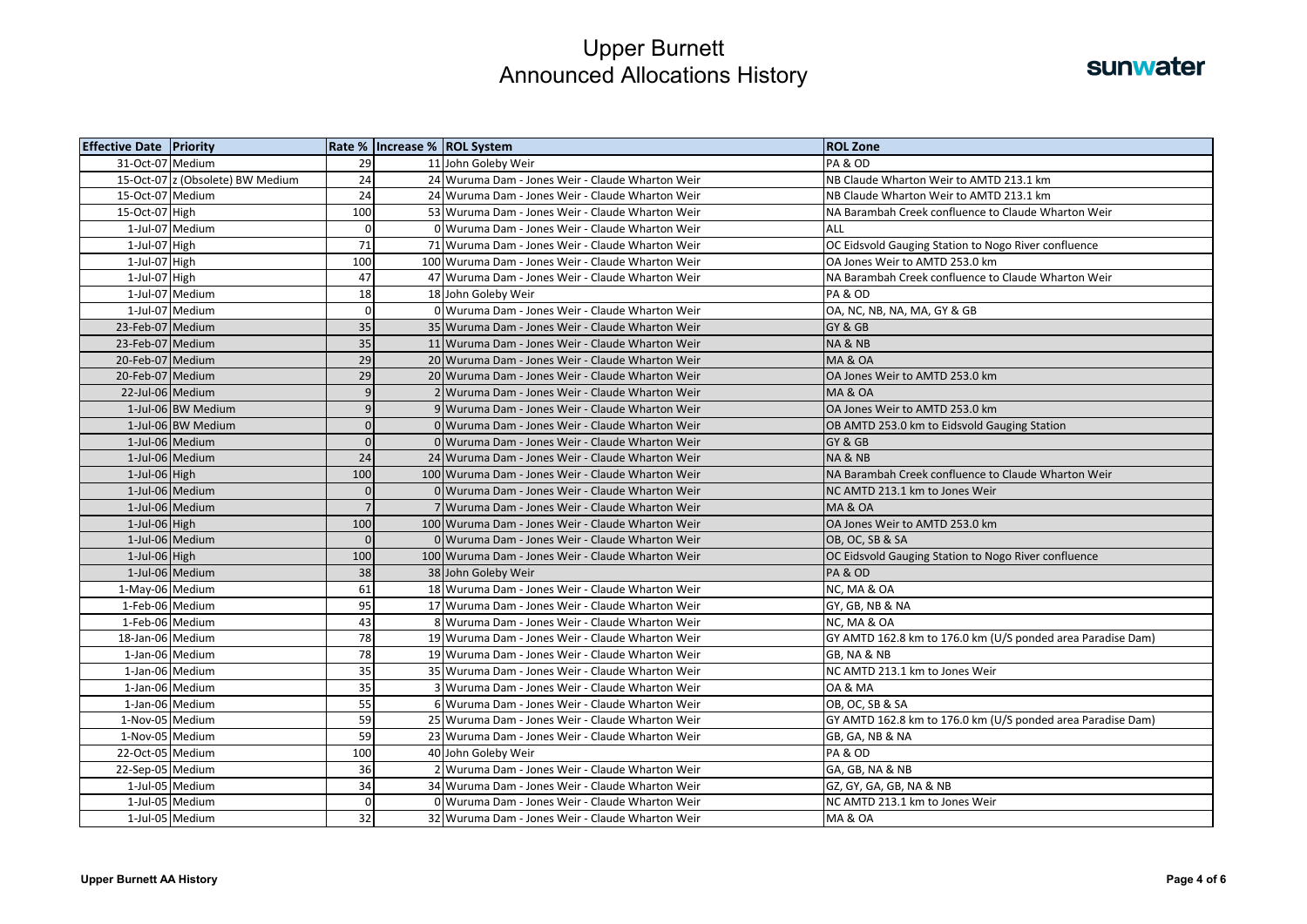# Upper Burnett
# Announced Allocations History

| Effective Date | Priority | Rate % | Increase % | ROL System | ROL Zone |
|---|---|---|---|---|---|
| 31-Oct-07 | Medium | 29 | 11 | John Goleby Weir | PA & OD |
| 15-Oct-07 | z (Obsolete) BW Medium | 24 | 24 | Wuruma Dam - Jones Weir - Claude Wharton Weir | NB Claude Wharton Weir to AMTD 213.1 km |
| 15-Oct-07 | Medium | 24 | 24 | Wuruma Dam - Jones Weir - Claude Wharton Weir | NB Claude Wharton Weir to AMTD 213.1 km |
| 15-Oct-07 | High | 100 | 53 | Wuruma Dam - Jones Weir - Claude Wharton Weir | NA Barambah Creek confluence to Claude Wharton Weir |
| 1-Jul-07 | Medium | 0 | 0 | Wuruma Dam - Jones Weir - Claude Wharton Weir | ALL |
| 1-Jul-07 | High | 71 | 71 | Wuruma Dam - Jones Weir - Claude Wharton Weir | OC Eidsvold Gauging Station to Nogo River confluence |
| 1-Jul-07 | High | 100 | 100 | Wuruma Dam - Jones Weir - Claude Wharton Weir | OA Jones Weir to AMTD 253.0 km |
| 1-Jul-07 | High | 47 | 47 | Wuruma Dam - Jones Weir - Claude Wharton Weir | NA Barambah Creek confluence to Claude Wharton Weir |
| 1-Jul-07 | Medium | 18 | 18 | John Goleby Weir | PA & OD |
| 1-Jul-07 | Medium | 0 | 0 | Wuruma Dam - Jones Weir - Claude Wharton Weir | OA, NC, NB, NA, MA, GY & GB |
| 23-Feb-07 | Medium | 35 | 35 | Wuruma Dam - Jones Weir - Claude Wharton Weir | GY & GB |
| 23-Feb-07 | Medium | 35 | 11 | Wuruma Dam - Jones Weir - Claude Wharton Weir | NA & NB |
| 20-Feb-07 | Medium | 29 | 20 | Wuruma Dam - Jones Weir - Claude Wharton Weir | MA & OA |
| 20-Feb-07 | Medium | 29 | 20 | Wuruma Dam - Jones Weir - Claude Wharton Weir | OA Jones Weir to AMTD 253.0 km |
| 22-Jul-06 | Medium | 9 | 2 | Wuruma Dam - Jones Weir - Claude Wharton Weir | MA & OA |
| 1-Jul-06 | BW Medium | 9 | 9 | Wuruma Dam - Jones Weir - Claude Wharton Weir | OA Jones Weir to AMTD 253.0 km |
| 1-Jul-06 | BW Medium | 0 | 0 | Wuruma Dam - Jones Weir - Claude Wharton Weir | OB AMTD 253.0 km to Eidsvold Gauging Station |
| 1-Jul-06 | Medium | 0 | 0 | Wuruma Dam - Jones Weir - Claude Wharton Weir | GY & GB |
| 1-Jul-06 | Medium | 24 | 24 | Wuruma Dam - Jones Weir - Claude Wharton Weir | NA & NB |
| 1-Jul-06 | High | 100 | 100 | Wuruma Dam - Jones Weir - Claude Wharton Weir | NA Barambah Creek confluence to Claude Wharton Weir |
| 1-Jul-06 | Medium | 0 | 0 | Wuruma Dam - Jones Weir - Claude Wharton Weir | NC AMTD 213.1 km to Jones Weir |
| 1-Jul-06 | Medium | 7 | 7 | Wuruma Dam - Jones Weir - Claude Wharton Weir | MA & OA |
| 1-Jul-06 | High | 100 | 100 | Wuruma Dam - Jones Weir - Claude Wharton Weir | OA Jones Weir to AMTD 253.0 km |
| 1-Jul-06 | Medium | 0 | 0 | Wuruma Dam - Jones Weir - Claude Wharton Weir | OB, OC, SB & SA |
| 1-Jul-06 | High | 100 | 100 | Wuruma Dam - Jones Weir - Claude Wharton Weir | OC Eidsvold Gauging Station to Nogo River confluence |
| 1-Jul-06 | Medium | 38 | 38 | John Goleby Weir | PA & OD |
| 1-May-06 | Medium | 61 | 18 | Wuruma Dam - Jones Weir - Claude Wharton Weir | NC, MA & OA |
| 1-Feb-06 | Medium | 95 | 17 | Wuruma Dam - Jones Weir - Claude Wharton Weir | GY, GB, NB & NA |
| 1-Feb-06 | Medium | 43 | 8 | Wuruma Dam - Jones Weir - Claude Wharton Weir | NC, MA & OA |
| 18-Jan-06 | Medium | 78 | 19 | Wuruma Dam - Jones Weir - Claude Wharton Weir | GY AMTD 162.8 km to 176.0 km (U/S ponded area Paradise Dam) |
| 1-Jan-06 | Medium | 78 | 19 | Wuruma Dam - Jones Weir - Claude Wharton Weir | GB, NA & NB |
| 1-Jan-06 | Medium | 35 | 35 | Wuruma Dam - Jones Weir - Claude Wharton Weir | NC AMTD 213.1 km to Jones Weir |
| 1-Jan-06 | Medium | 35 | 3 | Wuruma Dam - Jones Weir - Claude Wharton Weir | OA & MA |
| 1-Jan-06 | Medium | 55 | 6 | Wuruma Dam - Jones Weir - Claude Wharton Weir | OB, OC, SB & SA |
| 1-Nov-05 | Medium | 59 | 25 | Wuruma Dam - Jones Weir - Claude Wharton Weir | GY AMTD 162.8 km to 176.0 km (U/S ponded area Paradise Dam) |
| 1-Nov-05 | Medium | 59 | 23 | Wuruma Dam - Jones Weir - Claude Wharton Weir | GB, GA, NB & NA |
| 22-Oct-05 | Medium | 100 | 40 | John Goleby Weir | PA & OD |
| 22-Sep-05 | Medium | 36 | 2 | Wuruma Dam - Jones Weir - Claude Wharton Weir | GA, GB, NA & NB |
| 1-Jul-05 | Medium | 34 | 34 | Wuruma Dam - Jones Weir - Claude Wharton Weir | GZ, GY, GA, GB, NA & NB |
| 1-Jul-05 | Medium | 0 | 0 | Wuruma Dam - Jones Weir - Claude Wharton Weir | NC AMTD 213.1 km to Jones Weir |
| 1-Jul-05 | Medium | 32 | 32 | Wuruma Dam - Jones Weir - Claude Wharton Weir | MA & OA |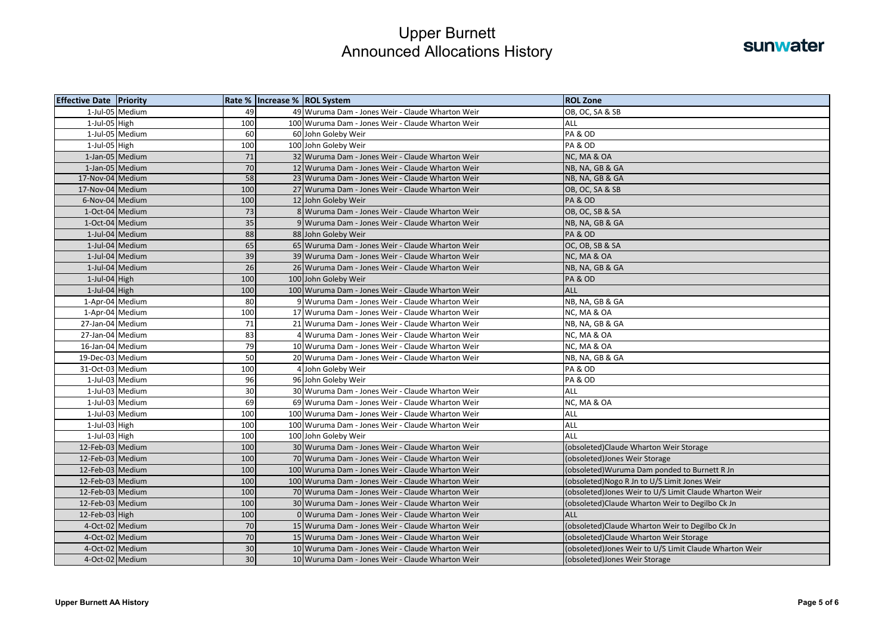# Upper Burnett
# Announced Allocations History

sunwater

| Effective Date | Priority | Rate % | Increase % | ROL System | ROL Zone |
|---|---|---|---|---|---|
| 1-Jul-05 | Medium | 49 | 49 | Wuruma Dam - Jones Weir - Claude Wharton Weir | OB, OC, SA & SB |
| 1-Jul-05 | High | 100 | 100 | Wuruma Dam - Jones Weir - Claude Wharton Weir | ALL |
| 1-Jul-05 | Medium | 60 | 60 | John Goleby Weir | PA & OD |
| 1-Jul-05 | High | 100 | 100 | John Goleby Weir | PA & OD |
| 1-Jan-05 | Medium | 71 | 32 | Wuruma Dam - Jones Weir - Claude Wharton Weir | NC, MA & OA |
| 1-Jan-05 | Medium | 70 | 12 | Wuruma Dam - Jones Weir - Claude Wharton Weir | NB, NA, GB & GA |
| 17-Nov-04 | Medium | 58 | 23 | Wuruma Dam - Jones Weir - Claude Wharton Weir | NB, NA, GB & GA |
| 17-Nov-04 | Medium | 100 | 27 | Wuruma Dam - Jones Weir - Claude Wharton Weir | OB, OC, SA & SB |
| 6-Nov-04 | Medium | 100 | 12 | John Goleby Weir | PA & OD |
| 1-Oct-04 | Medium | 73 | 8 | Wuruma Dam - Jones Weir - Claude Wharton Weir | OB, OC, SB & SA |
| 1-Oct-04 | Medium | 35 | 9 | Wuruma Dam - Jones Weir - Claude Wharton Weir | NB, NA, GB & GA |
| 1-Jul-04 | Medium | 88 | 88 | John Goleby Weir | PA & OD |
| 1-Jul-04 | Medium | 65 | 65 | Wuruma Dam - Jones Weir - Claude Wharton Weir | OC, OB, SB & SA |
| 1-Jul-04 | Medium | 39 | 39 | Wuruma Dam - Jones Weir - Claude Wharton Weir | NC, MA & OA |
| 1-Jul-04 | Medium | 26 | 26 | Wuruma Dam - Jones Weir - Claude Wharton Weir | NB, NA, GB & GA |
| 1-Jul-04 | High | 100 | 100 | John Goleby Weir | PA & OD |
| 1-Jul-04 | High | 100 | 100 | Wuruma Dam - Jones Weir - Claude Wharton Weir | ALL |
| 1-Apr-04 | Medium | 80 | 9 | Wuruma Dam - Jones Weir - Claude Wharton Weir | NB, NA, GB & GA |
| 1-Apr-04 | Medium | 100 | 17 | Wuruma Dam - Jones Weir - Claude Wharton Weir | NC, MA & OA |
| 27-Jan-04 | Medium | 71 | 21 | Wuruma Dam - Jones Weir - Claude Wharton Weir | NB, NA, GB & GA |
| 27-Jan-04 | Medium | 83 | 4 | Wuruma Dam - Jones Weir - Claude Wharton Weir | NC, MA & OA |
| 16-Jan-04 | Medium | 79 | 10 | Wuruma Dam - Jones Weir - Claude Wharton Weir | NC, MA & OA |
| 19-Dec-03 | Medium | 50 | 20 | Wuruma Dam - Jones Weir - Claude Wharton Weir | NB, NA, GB & GA |
| 31-Oct-03 | Medium | 100 | 4 | John Goleby Weir | PA & OD |
| 1-Jul-03 | Medium | 96 | 96 | John Goleby Weir | PA & OD |
| 1-Jul-03 | Medium | 30 | 30 | Wuruma Dam - Jones Weir - Claude Wharton Weir | ALL |
| 1-Jul-03 | Medium | 69 | 69 | Wuruma Dam - Jones Weir - Claude Wharton Weir | NC, MA & OA |
| 1-Jul-03 | Medium | 100 | 100 | Wuruma Dam - Jones Weir - Claude Wharton Weir | ALL |
| 1-Jul-03 | High | 100 | 100 | Wuruma Dam - Jones Weir - Claude Wharton Weir | ALL |
| 1-Jul-03 | High | 100 | 100 | John Goleby Weir | ALL |
| 12-Feb-03 | Medium | 100 | 30 | Wuruma Dam - Jones Weir - Claude Wharton Weir | (obsoleted)Claude Wharton Weir Storage |
| 12-Feb-03 | Medium | 100 | 70 | Wuruma Dam - Jones Weir - Claude Wharton Weir | (obsoleted)Jones Weir Storage |
| 12-Feb-03 | Medium | 100 | 100 | Wuruma Dam - Jones Weir - Claude Wharton Weir | (obsoleted)Wuruma Dam ponded to Burnett R Jn |
| 12-Feb-03 | Medium | 100 | 100 | Wuruma Dam - Jones Weir - Claude Wharton Weir | (obsoleted)Nogo R Jn to U/S Limit Jones Weir |
| 12-Feb-03 | Medium | 100 | 70 | Wuruma Dam - Jones Weir - Claude Wharton Weir | (obsoleted)Jones Weir to U/S Limit Claude Wharton Weir |
| 12-Feb-03 | Medium | 100 | 30 | Wuruma Dam - Jones Weir - Claude Wharton Weir | (obsoleted)Claude Wharton Weir to Degilbo Ck Jn |
| 12-Feb-03 | High | 100 | 0 | Wuruma Dam - Jones Weir - Claude Wharton Weir | ALL |
| 4-Oct-02 | Medium | 70 | 15 | Wuruma Dam - Jones Weir - Claude Wharton Weir | (obsoleted)Claude Wharton Weir to Degilbo Ck Jn |
| 4-Oct-02 | Medium | 70 | 15 | Wuruma Dam - Jones Weir - Claude Wharton Weir | (obsoleted)Claude Wharton Weir Storage |
| 4-Oct-02 | Medium | 30 | 10 | Wuruma Dam - Jones Weir - Claude Wharton Weir | (obsoleted)Jones Weir to U/S Limit Claude Wharton Weir |
| 4-Oct-02 | Medium | 30 | 10 | Wuruma Dam - Jones Weir - Claude Wharton Weir | (obsoleted)Jones Weir Storage |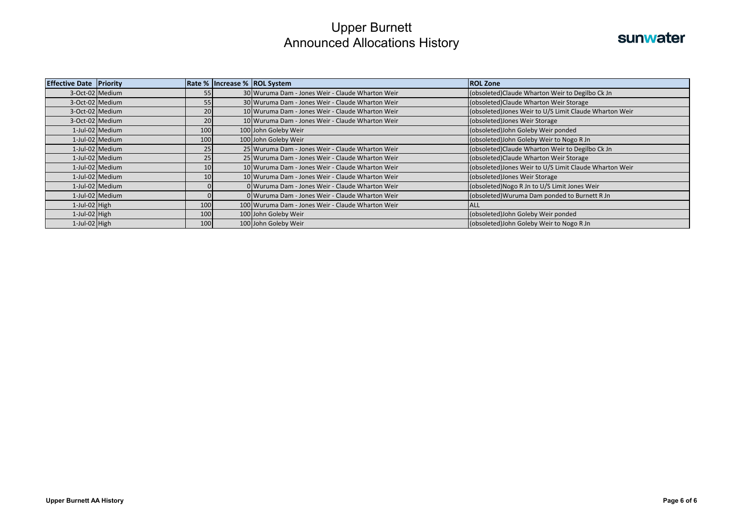# Upper Burnett
# Announced Allocations History

| Effective Date | Priority | Rate % | Increase % | ROL System | ROL Zone |
|---|---|---|---|---|---|
| 3-Oct-02 | Medium | 55 | 30 | Wuruma Dam - Jones Weir - Claude Wharton Weir | (obsoleted)Claude Wharton Weir to Degilbo Ck Jn |
| 3-Oct-02 | Medium | 55 | 30 | Wuruma Dam - Jones Weir - Claude Wharton Weir | (obsoleted)Claude Wharton Weir Storage |
| 3-Oct-02 | Medium | 20 | 10 | Wuruma Dam - Jones Weir - Claude Wharton Weir | (obsoleted)Jones Weir to U/S Limit Claude Wharton Weir |
| 3-Oct-02 | Medium | 20 | 10 | Wuruma Dam - Jones Weir - Claude Wharton Weir | (obsoleted)Jones Weir Storage |
| 1-Jul-02 | Medium | 100 | 100 | John Goleby Weir | (obsoleted)John Goleby Weir ponded |
| 1-Jul-02 | Medium | 100 | 100 | John Goleby Weir | (obsoleted)John Goleby Weir to Nogo R Jn |
| 1-Jul-02 | Medium | 25 | 25 | Wuruma Dam - Jones Weir - Claude Wharton Weir | (obsoleted)Claude Wharton Weir to Degilbo Ck Jn |
| 1-Jul-02 | Medium | 25 | 25 | Wuruma Dam - Jones Weir - Claude Wharton Weir | (obsoleted)Claude Wharton Weir Storage |
| 1-Jul-02 | Medium | 10 | 10 | Wuruma Dam - Jones Weir - Claude Wharton Weir | (obsoleted)Jones Weir to U/S Limit Claude Wharton Weir |
| 1-Jul-02 | Medium | 10 | 10 | Wuruma Dam - Jones Weir - Claude Wharton Weir | (obsoleted)Jones Weir Storage |
| 1-Jul-02 | Medium | 0 | 0 | Wuruma Dam - Jones Weir - Claude Wharton Weir | (obsoleted)Nogo R Jn to U/S Limit Jones Weir |
| 1-Jul-02 | Medium | 0 | 0 | Wuruma Dam - Jones Weir - Claude Wharton Weir | (obsoleted)Wuruma Dam ponded to Burnett R Jn |
| 1-Jul-02 | High | 100 | 100 | Wuruma Dam - Jones Weir - Claude Wharton Weir | ALL |
| 1-Jul-02 | High | 100 | 100 | John Goleby Weir | (obsoleted)John Goleby Weir ponded |
| 1-Jul-02 | High | 100 | 100 | John Goleby Weir | (obsoleted)John Goleby Weir to Nogo R Jn |